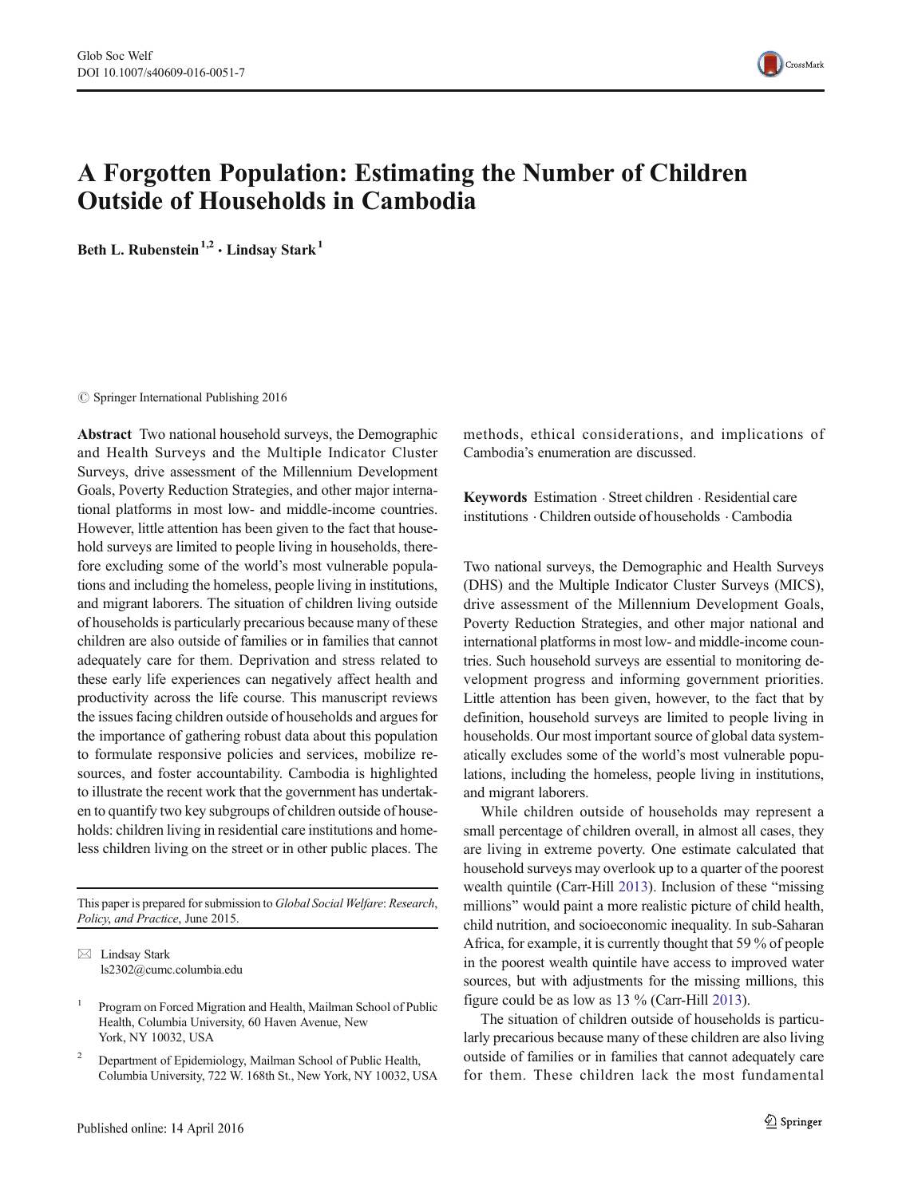# A Forgotten Population: Estimating the Number of Children Outside of Households in Cambodia

**Beth L. Rubenstein**[1,2] **· Lindsay Stark**[1]

© Springer International Publishing 2016

**Abstract** Two national household surveys, the Demographic and Health Surveys and the Multiple Indicator Cluster Surveys, drive assessment of the Millennium Development Goals, Poverty Reduction Strategies, and other major international platforms in most low- and middle-income countries. However, little attention has been given to the fact that household surveys are limited to people living in households, therefore excluding some of the world's most vulnerable populations and including the homeless, people living in institutions, and migrant laborers. The situation of children living outside of households is particularly precarious because many of these children are also outside of families or in families that cannot adequately care for them. Deprivation and stress related to these early life experiences can negatively affect health and productivity across the life course. This manuscript reviews the issues facing children outside of households and argues for the importance of gathering robust data about this population to formulate responsive policies and services, mobilize resources, and foster accountability. Cambodia is highlighted to illustrate the recent work that the government has undertaken to quantify two key subgroups of children outside of households: children living in residential care institutions and homeless children living on the street or in other public places. The methods, ethical considerations, and implications of Cambodia's enumeration are discussed.

**Keywords** Estimation · Street children · Residential care institutions · Children outside of households · Cambodia

This paper is prepared for submission to *Global Social Welfare: Research, Policy, and Practice*, June 2015.

✉ Lindsay Stark
ls2302@cumc.columbia.edu

1 Program on Forced Migration and Health, Mailman School of Public Health, Columbia University, 60 Haven Avenue, New York, NY 10032, USA

2 Department of Epidemiology, Mailman School of Public Health, Columbia University, 722 W. 168th St., New York, NY 10032, USA

Published online: 14 April 2016

Two national surveys, the Demographic and Health Surveys (DHS) and the Multiple Indicator Cluster Surveys (MICS), drive assessment of the Millennium Development Goals, Poverty Reduction Strategies, and other major national and international platforms in most low- and middle-income countries. Such household surveys are essential to monitoring development progress and informing government priorities. Little attention has been given, however, to the fact that by definition, household surveys are limited to people living in households. Our most important source of global data systematically excludes some of the world's most vulnerable populations, including the homeless, people living in institutions, and migrant laborers.

While children outside of households may represent a small percentage of children overall, in almost all cases, they are living in extreme poverty. One estimate calculated that household surveys may overlook up to a quarter of the poorest wealth quintile (Carr-Hill 2013). Inclusion of these "missing millions" would paint a more realistic picture of child health, child nutrition, and socioeconomic inequality. In sub-Saharan Africa, for example, it is currently thought that 59 % of people in the poorest wealth quintile have access to improved water sources, but with adjustments for the missing millions, this figure could be as low as 13 % (Carr-Hill 2013).

The situation of children outside of households is particularly precarious because many of these children are also living outside of families or in families that cannot adequately care for them. These children lack the most fundamental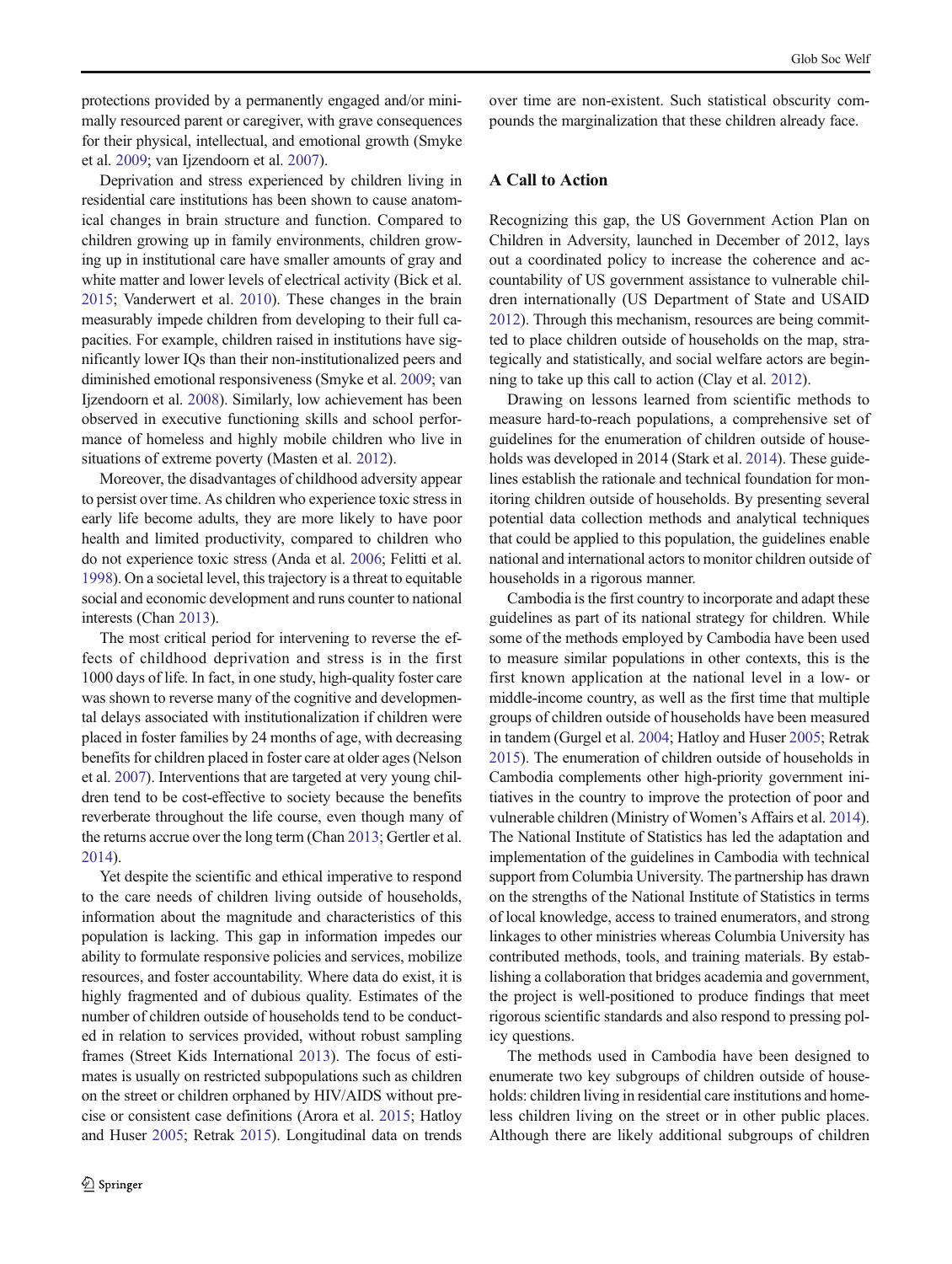protections provided by a permanently engaged and/or minimally resourced parent or caregiver, with grave consequences for their physical, intellectual, and emotional growth (Smyke et al. 2009; van Ijzendoorn et al. 2007).

Deprivation and stress experienced by children living in residential care institutions has been shown to cause anatomical changes in brain structure and function. Compared to children growing up in family environments, children growing up in institutional care have smaller amounts of gray and white matter and lower levels of electrical activity (Bick et al. 2015; Vanderwert et al. 2010). These changes in the brain measurably impede children from developing to their full capacities. For example, children raised in institutions have significantly lower IQs than their non-institutionalized peers and diminished emotional responsiveness (Smyke et al. 2009; van Ijzendoorn et al. 2008). Similarly, low achievement has been observed in executive functioning skills and school performance of homeless and highly mobile children who live in situations of extreme poverty (Masten et al. 2012).

Moreover, the disadvantages of childhood adversity appear to persist over time. As children who experience toxic stress in early life become adults, they are more likely to have poor health and limited productivity, compared to children who do not experience toxic stress (Anda et al. 2006; Felitti et al. 1998). On a societal level, this trajectory is a threat to equitable social and economic development and runs counter to national interests (Chan 2013).

The most critical period for intervening to reverse the effects of childhood deprivation and stress is in the first 1000 days of life. In fact, in one study, high-quality foster care was shown to reverse many of the cognitive and developmental delays associated with institutionalization if children were placed in foster families by 24 months of age, with decreasing benefits for children placed in foster care at older ages (Nelson et al. 2007). Interventions that are targeted at very young children tend to be cost-effective to society because the benefits reverberate throughout the life course, even though many of the returns accrue over the long term (Chan 2013; Gertler et al. 2014).

Yet despite the scientific and ethical imperative to respond to the care needs of children living outside of households, information about the magnitude and characteristics of this population is lacking. This gap in information impedes our ability to formulate responsive policies and services, mobilize resources, and foster accountability. Where data do exist, it is highly fragmented and of dubious quality. Estimates of the number of children outside of households tend to be conducted in relation to services provided, without robust sampling frames (Street Kids International 2013). The focus of estimates is usually on restricted subpopulations such as children on the street or children orphaned by HIV/AIDS without precise or consistent case definitions (Arora et al. 2015; Hatloy and Huser 2005; Retrak 2015). Longitudinal data on trends over time are non-existent. Such statistical obscurity compounds the marginalization that these children already face.

## A Call to Action

Recognizing this gap, the US Government Action Plan on Children in Adversity, launched in December of 2012, lays out a coordinated policy to increase the coherence and accountability of US government assistance to vulnerable children internationally (US Department of State and USAID 2012). Through this mechanism, resources are being committed to place children outside of households on the map, strategically and statistically, and social welfare actors are beginning to take up this call to action (Clay et al. 2012).

Drawing on lessons learned from scientific methods to measure hard-to-reach populations, a comprehensive set of guidelines for the enumeration of children outside of households was developed in 2014 (Stark et al. 2014). These guidelines establish the rationale and technical foundation for monitoring children outside of households. By presenting several potential data collection methods and analytical techniques that could be applied to this population, the guidelines enable national and international actors to monitor children outside of households in a rigorous manner.

Cambodia is the first country to incorporate and adapt these guidelines as part of its national strategy for children. While some of the methods employed by Cambodia have been used to measure similar populations in other contexts, this is the first known application at the national level in a low- or middle-income country, as well as the first time that multiple groups of children outside of households have been measured in tandem (Gurgel et al. 2004; Hatloy and Huser 2005; Retrak 2015). The enumeration of children outside of households in Cambodia complements other high-priority government initiatives in the country to improve the protection of poor and vulnerable children (Ministry of Women's Affairs et al. 2014). The National Institute of Statistics has led the adaptation and implementation of the guidelines in Cambodia with technical support from Columbia University. The partnership has drawn on the strengths of the National Institute of Statistics in terms of local knowledge, access to trained enumerators, and strong linkages to other ministries whereas Columbia University has contributed methods, tools, and training materials. By establishing a collaboration that bridges academia and government, the project is well-positioned to produce findings that meet rigorous scientific standards and also respond to pressing policy questions.

The methods used in Cambodia have been designed to enumerate two key subgroups of children outside of households: children living in residential care institutions and homeless children living on the street or in other public places. Although there are likely additional subgroups of children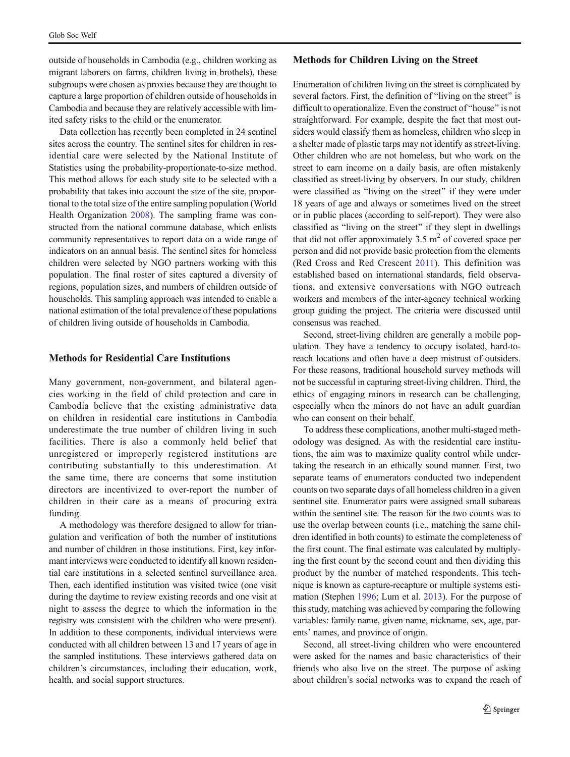outside of households in Cambodia (e.g., children working as migrant laborers on farms, children living in brothels), these subgroups were chosen as proxies because they are thought to capture a large proportion of children outside of households in Cambodia and because they are relatively accessible with limited safety risks to the child or the enumerator.

Data collection has recently been completed in 24 sentinel sites across the country. The sentinel sites for children in residential care were selected by the National Institute of Statistics using the probability-proportionate-to-size method. This method allows for each study site to be selected with a probability that takes into account the size of the site, proportional to the total size of the entire sampling population (World Health Organization 2008). The sampling frame was constructed from the national commune database, which enlists community representatives to report data on a wide range of indicators on an annual basis. The sentinel sites for homeless children were selected by NGO partners working with this population. The final roster of sites captured a diversity of regions, population sizes, and numbers of children outside of households. This sampling approach was intended to enable a national estimation of the total prevalence of these populations of children living outside of households in Cambodia.

### Methods for Residential Care Institutions

Many government, non-government, and bilateral agencies working in the field of child protection and care in Cambodia believe that the existing administrative data on children in residential care institutions in Cambodia underestimate the true number of children living in such facilities. There is also a commonly held belief that unregistered or improperly registered institutions are contributing substantially to this underestimation. At the same time, there are concerns that some institution directors are incentivized to over-report the number of children in their care as a means of procuring extra funding.

A methodology was therefore designed to allow for triangulation and verification of both the number of institutions and number of children in those institutions. First, key informant interviews were conducted to identify all known residential care institutions in a selected sentinel surveillance area. Then, each identified institution was visited twice (one visit during the daytime to review existing records and one visit at night to assess the degree to which the information in the registry was consistent with the children who were present). In addition to these components, individual interviews were conducted with all children between 13 and 17 years of age in the sampled institutions. These interviews gathered data on children's circumstances, including their education, work, health, and social support structures.

### Methods for Children Living on the Street

Enumeration of children living on the street is complicated by several factors. First, the definition of "living on the street" is difficult to operationalize. Even the construct of "house" is not straightforward. For example, despite the fact that most outsiders would classify them as homeless, children who sleep in a shelter made of plastic tarps may not identify as street-living. Other children who are not homeless, but who work on the street to earn income on a daily basis, are often mistakenly classified as street-living by observers. In our study, children were classified as "living on the street" if they were under 18 years of age and always or sometimes lived on the street or in public places (according to self-report). They were also classified as "living on the street" if they slept in dwellings that did not offer approximately 3.5 $m^2$ of covered space per person and did not provide basic protection from the elements (Red Cross and Red Crescent 2011). This definition was established based on international standards, field observations, and extensive conversations with NGO outreach workers and members of the inter-agency technical working group guiding the project. The criteria were discussed until consensus was reached.

Second, street-living children are generally a mobile population. They have a tendency to occupy isolated, hard-to-reach locations and often have a deep mistrust of outsiders. For these reasons, traditional household survey methods will not be successful in capturing street-living children. Third, the ethics of engaging minors in research can be challenging, especially when the minors do not have an adult guardian who can consent on their behalf.

To address these complications, another multi-staged methodology was designed. As with the residential care institutions, the aim was to maximize quality control while undertaking the research in an ethically sound manner. First, two separate teams of enumerators conducted two independent counts on two separate days of all homeless children in a given sentinel site. Enumerator pairs were assigned small subareas within the sentinel site. The reason for the two counts was to use the overlap between counts (i.e., matching the same children identified in both counts) to estimate the completeness of the first count. The final estimate was calculated by multiplying the first count by the second count and then dividing this product by the number of matched respondents. This technique is known as capture-recapture or multiple systems estimation (Stephen 1996; Lum et al. 2013). For the purpose of this study, matching was achieved by comparing the following variables: family name, given name, nickname, sex, age, parents' names, and province of origin.

Second, all street-living children who were encountered were asked for the names and basic characteristics of their friends who also live on the street. The purpose of asking about children's social networks was to expand the reach of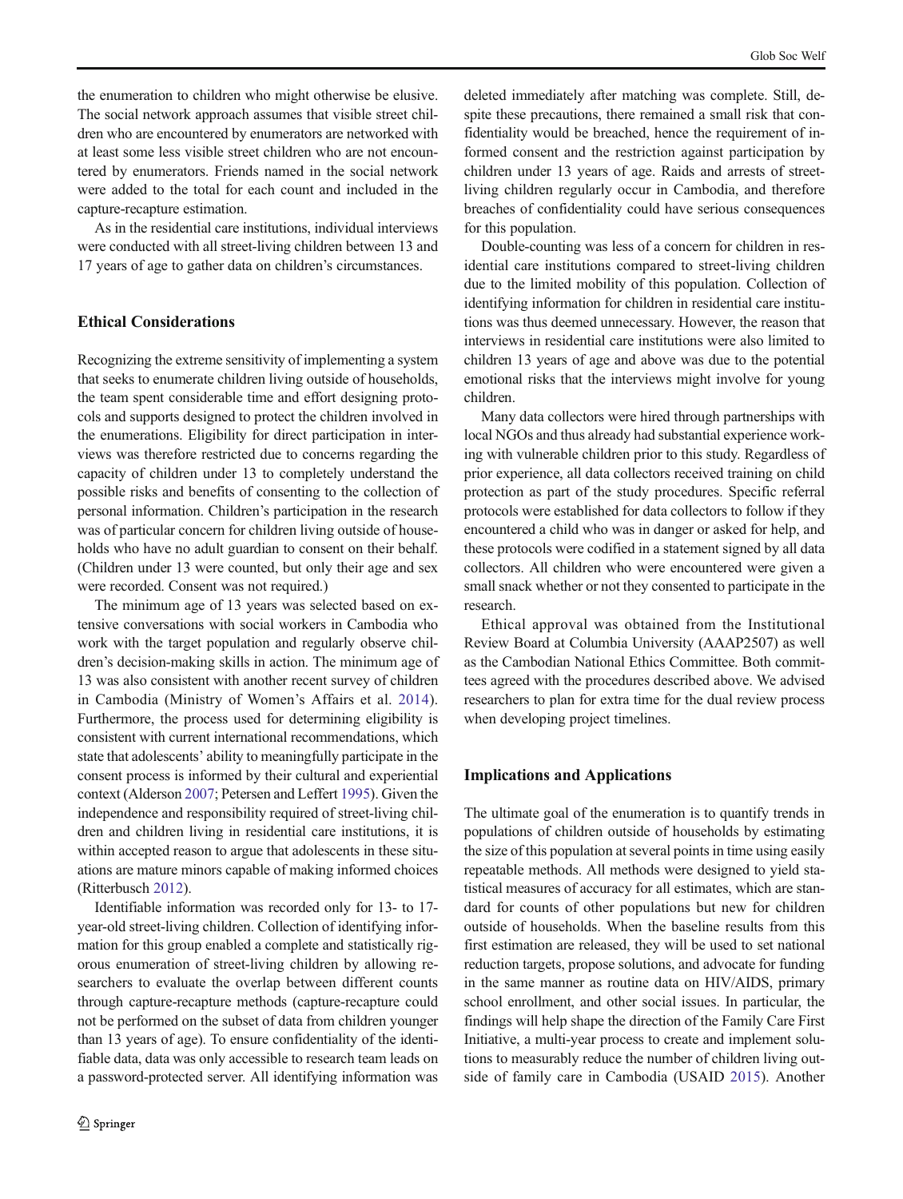the enumeration to children who might otherwise be elusive. The social network approach assumes that visible street children who are encountered by enumerators are networked with at least some less visible street children who are not encountered by enumerators. Friends named in the social network were added to the total for each count and included in the capture-recapture estimation.

As in the residential care institutions, individual interviews were conducted with all street-living children between 13 and 17 years of age to gather data on children's circumstances.

## Ethical Considerations

Recognizing the extreme sensitivity of implementing a system that seeks to enumerate children living outside of households, the team spent considerable time and effort designing protocols and supports designed to protect the children involved in the enumerations. Eligibility for direct participation in interviews was therefore restricted due to concerns regarding the capacity of children under 13 to completely understand the possible risks and benefits of consenting to the collection of personal information. Children's participation in the research was of particular concern for children living outside of households who have no adult guardian to consent on their behalf. (Children under 13 were counted, but only their age and sex were recorded. Consent was not required.)

The minimum age of 13 years was selected based on extensive conversations with social workers in Cambodia who work with the target population and regularly observe children's decision-making skills in action. The minimum age of 13 was also consistent with another recent survey of children in Cambodia (Ministry of Women's Affairs et al. 2014). Furthermore, the process used for determining eligibility is consistent with current international recommendations, which state that adolescents' ability to meaningfully participate in the consent process is informed by their cultural and experiential context (Alderson 2007; Petersen and Leffert 1995). Given the independence and responsibility required of street-living children and children living in residential care institutions, it is within accepted reason to argue that adolescents in these situations are mature minors capable of making informed choices (Ritterbusch 2012).

Identifiable information was recorded only for 13- to 17-year-old street-living children. Collection of identifying information for this group enabled a complete and statistically rigorous enumeration of street-living children by allowing researchers to evaluate the overlap between different counts through capture-recapture methods (capture-recapture could not be performed on the subset of data from children younger than 13 years of age). To ensure confidentiality of the identifiable data, data was only accessible to research team leads on a password-protected server. All identifying information was deleted immediately after matching was complete. Still, despite these precautions, there remained a small risk that confidentiality would be breached, hence the requirement of informed consent and the restriction against participation by children under 13 years of age. Raids and arrests of street-living children regularly occur in Cambodia, and therefore breaches of confidentiality could have serious consequences for this population.

Double-counting was less of a concern for children in residential care institutions compared to street-living children due to the limited mobility of this population. Collection of identifying information for children in residential care institutions was thus deemed unnecessary. However, the reason that interviews in residential care institutions were also limited to children 13 years of age and above was due to the potential emotional risks that the interviews might involve for young children.

Many data collectors were hired through partnerships with local NGOs and thus already had substantial experience working with vulnerable children prior to this study. Regardless of prior experience, all data collectors received training on child protection as part of the study procedures. Specific referral protocols were established for data collectors to follow if they encountered a child who was in danger or asked for help, and these protocols were codified in a statement signed by all data collectors. All children who were encountered were given a small snack whether or not they consented to participate in the research.

Ethical approval was obtained from the Institutional Review Board at Columbia University (AAAP2507) as well as the Cambodian National Ethics Committee. Both committees agreed with the procedures described above. We advised researchers to plan for extra time for the dual review process when developing project timelines.

## Implications and Applications

The ultimate goal of the enumeration is to quantify trends in populations of children outside of households by estimating the size of this population at several points in time using easily repeatable methods. All methods were designed to yield statistical measures of accuracy for all estimates, which are standard for counts of other populations but new for children outside of households. When the baseline results from this first estimation are released, they will be used to set national reduction targets, propose solutions, and advocate for funding in the same manner as routine data on HIV/AIDS, primary school enrollment, and other social issues. In particular, the findings will help shape the direction of the Family Care First Initiative, a multi-year process to create and implement solutions to measurably reduce the number of children living outside of family care in Cambodia (USAID 2015). Another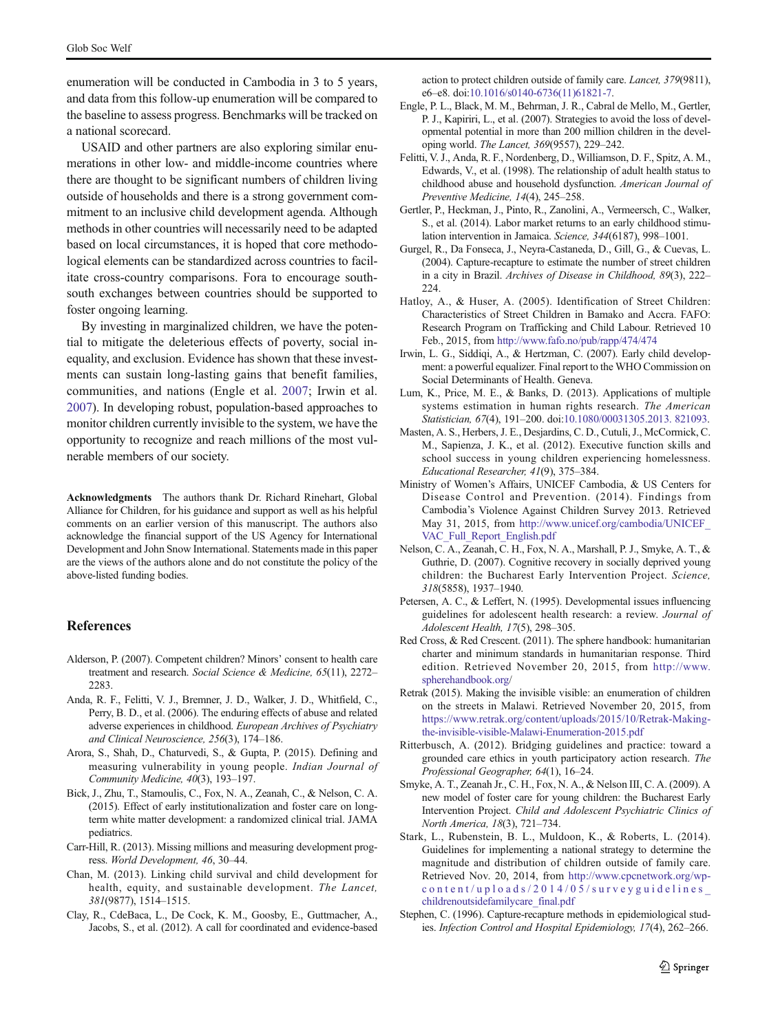enumeration will be conducted in Cambodia in 3 to 5 years, and data from this follow-up enumeration will be compared to the baseline to assess progress. Benchmarks will be tracked on a national scorecard.

USAID and other partners are also exploring similar enumerations in other low- and middle-income countries where there are thought to be significant numbers of children living outside of households and there is a strong government commitment to an inclusive child development agenda. Although methods in other countries will necessarily need to be adapted based on local circumstances, it is hoped that core methodological elements can be standardized across countries to facilitate cross-country comparisons. Fora to encourage south-south exchanges between countries should be supported to foster ongoing learning.

By investing in marginalized children, we have the potential to mitigate the deleterious effects of poverty, social inequality, and exclusion. Evidence has shown that these investments can sustain long-lasting gains that benefit families, communities, and nations (Engle et al. 2007; Irwin et al. 2007). In developing robust, population-based approaches to monitor children currently invisible to the system, we have the opportunity to recognize and reach millions of the most vulnerable members of our society.

**Acknowledgments** The authors thank Dr. Richard Rinehart, Global Alliance for Children, for his guidance and support as well as his helpful comments on an earlier version of this manuscript. The authors also acknowledge the financial support of the US Agency for International Development and John Snow International. Statements made in this paper are the views of the authors alone and do not constitute the policy of the above-listed funding bodies.

## References

Alderson, P. (2007). Competent children? Minors' consent to health care treatment and research. *Social Science & Medicine, 65*(11), 2272–2283.

Anda, R. F., Felitti, V. J., Bremner, J. D., Walker, J. D., Whitfield, C., Perry, B. D., et al. (2006). The enduring effects of abuse and related adverse experiences in childhood. *European Archives of Psychiatry and Clinical Neuroscience, 256*(3), 174–186.

Arora, S., Shah, D., Chaturvedi, S., & Gupta, P. (2015). Defining and measuring vulnerability in young people. *Indian Journal of Community Medicine, 40*(3), 193–197.

Bick, J., Zhu, T., Stamoulis, C., Fox, N. A., Zeanah, C., & Nelson, C. A. (2015). Effect of early institutionalization and foster care on long-term white matter development: a randomized clinical trial. JAMA pediatrics.

Carr-Hill, R. (2013). Missing millions and measuring development progress. *World Development, 46*, 30–44.

Chan, M. (2013). Linking child survival and child development for health, equity, and sustainable development. *The Lancet, 381*(9877), 1514–1515.

Clay, R., CdeBaca, L., De Cock, K. M., Goosby, E., Guttmacher, A., Jacobs, S., et al. (2012). A call for coordinated and evidence-based action to protect children outside of family care. *Lancet, 379*(9811), e6–e8. doi:10.1016/s0140-6736(11)61821-7.

Engle, P. L., Black, M. M., Behrman, J. R., Cabral de Mello, M., Gertler, P. J., Kapiriri, L., et al. (2007). Strategies to avoid the loss of developmental potential in more than 200 million children in the developing world. *The Lancet, 369*(9557), 229–242.

Felitti, V. J., Anda, R. F., Nordenberg, D., Williamson, D. F., Spitz, A. M., Edwards, V., et al. (1998). The relationship of adult health status to childhood abuse and household dysfunction. *American Journal of Preventive Medicine, 14*(4), 245–258.

Gertler, P., Heckman, J., Pinto, R., Zanolini, A., Vermeersch, C., Walker, S., et al. (2014). Labor market returns to an early childhood stimulation intervention in Jamaica. *Science, 344*(6187), 998–1001.

Gurgel, R., Da Fonseca, J., Neyra-Castaneda, D., Gill, G., & Cuevas, L. (2004). Capture-recapture to estimate the number of street children in a city in Brazil. *Archives of Disease in Childhood, 89*(3), 222–224.

Hatloy, A., & Huser, A. (2005). Identification of Street Children: Characteristics of Street Children in Bamako and Accra. FAFO: Research Program on Trafficking and Child Labour. Retrieved 10 Feb., 2015, from http://www.fafo.no/pub/rapp/474/474

Irwin, L. G., Siddiqi, A., & Hertzman, C. (2007). Early child development: a powerful equalizer. Final report to the WHO Commission on Social Determinants of Health. Geneva.

Lum, K., Price, M. E., & Banks, D. (2013). Applications of multiple systems estimation in human rights research. *The American Statistician, 67*(4), 191–200. doi:10.1080/00031305.2013. 821093.

Masten, A. S., Herbers, J. E., Desjardins, C. D., Cutuli, J., McCormick, C. M., Sapienza, J. K., et al. (2012). Executive function skills and school success in young children experiencing homelessness. *Educational Researcher, 41*(9), 375–384.

Ministry of Women's Affairs, UNICEF Cambodia, & US Centers for Disease Control and Prevention. (2014). Findings from Cambodia's Violence Against Children Survey 2013. Retrieved May 31, 2015, from http://www.unicef.org/cambodia/UNICEF_VAC_Full_Report_English.pdf

Nelson, C. A., Zeanah, C. H., Fox, N. A., Marshall, P. J., Smyke, A. T., & Guthrie, D. (2007). Cognitive recovery in socially deprived young children: the Bucharest Early Intervention Project. *Science, 318*(5858), 1937–1940.

Petersen, A. C., & Leffert, N. (1995). Developmental issues influencing guidelines for adolescent health research: a review. *Journal of Adolescent Health, 17*(5), 298–305.

Red Cross, & Red Crescent. (2011). The sphere handbook: humanitarian charter and minimum standards in humanitarian response. Third edition. Retrieved November 20, 2015, from http://www.spherehandbook.org/

Retrak (2015). Making the invisible visible: an enumeration of children on the streets in Malawi. Retrieved November 20, 2015, from https://www.retrak.org/content/uploads/2015/10/Retrak-Making-the-invisible-visible-Malawi-Enumeration-2015.pdf

Ritterbusch, A. (2012). Bridging guidelines and practice: toward a grounded care ethics in youth participatory action research. *The Professional Geographer, 64*(1), 16–24.

Smyke, A. T., Zeanah Jr., C. H., Fox, N. A., & Nelson III, C. A. (2009). A new model of foster care for young children: the Bucharest Early Intervention Project. *Child and Adolescent Psychiatric Clinics of North America, 18*(3), 721–734.

Stark, L., Rubenstein, B. L., Muldoon, K., & Roberts, L. (2014). Guidelines for implementing a national strategy to determine the magnitude and distribution of children outside of family care. Retrieved Nov. 20, 2014, from http://www.cpcnetwork.org/wp-content/uploads/2014/05/surveyguidelines_childrenoutsidefamilycare_final.pdf

Stephen, C. (1996). Capture-recapture methods in epidemiological studies. *Infection Control and Hospital Epidemiology, 17*(4), 262–266.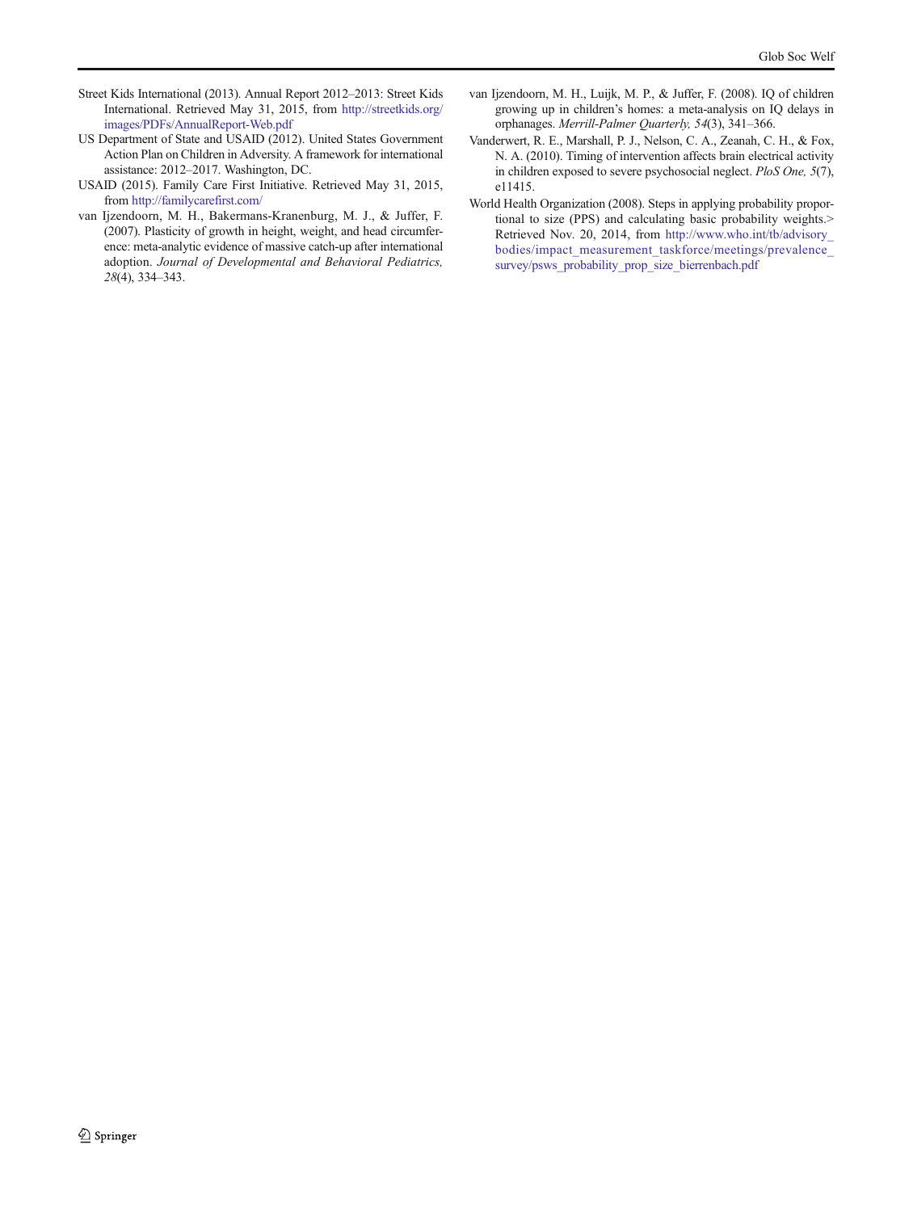Street Kids International (2013). Annual Report 2012–2013: Street Kids International. Retrieved May 31, 2015, from http://streetkids.org/images/PDFs/AnnualReport-Web.pdf

US Department of State and USAID (2012). United States Government Action Plan on Children in Adversity. A framework for international assistance: 2012–2017. Washington, DC.

USAID (2015). Family Care First Initiative. Retrieved May 31, 2015, from http://familycarefirst.com/

van Ijzendoorn, M. H., Bakermans-Kranenburg, M. J., & Juffer, F. (2007). Plasticity of growth in height, weight, and head circumference: meta-analytic evidence of massive catch-up after international adoption. *Journal of Developmental and Behavioral Pediatrics, 28*(4), 334–343.

van Ijzendoorn, M. H., Luijk, M. P., & Juffer, F. (2008). IQ of children growing up in children's homes: a meta-analysis on IQ delays in orphanages. *Merrill-Palmer Quarterly, 54*(3), 341–366.

Vanderwert, R. E., Marshall, P. J., Nelson, C. A., Zeanah, C. H., & Fox, N. A. (2010). Timing of intervention affects brain electrical activity in children exposed to severe psychosocial neglect. *PloS One, 5*(7), e11415.

World Health Organization (2008). Steps in applying probability proportional to size (PPS) and calculating basic probability weights.> Retrieved Nov. 20, 2014, from http://www.who.int/tb/advisory_bodies/impact_measurement_taskforce/meetings/prevalence_survey/psws_probability_prop_size_bierrenbach.pdf